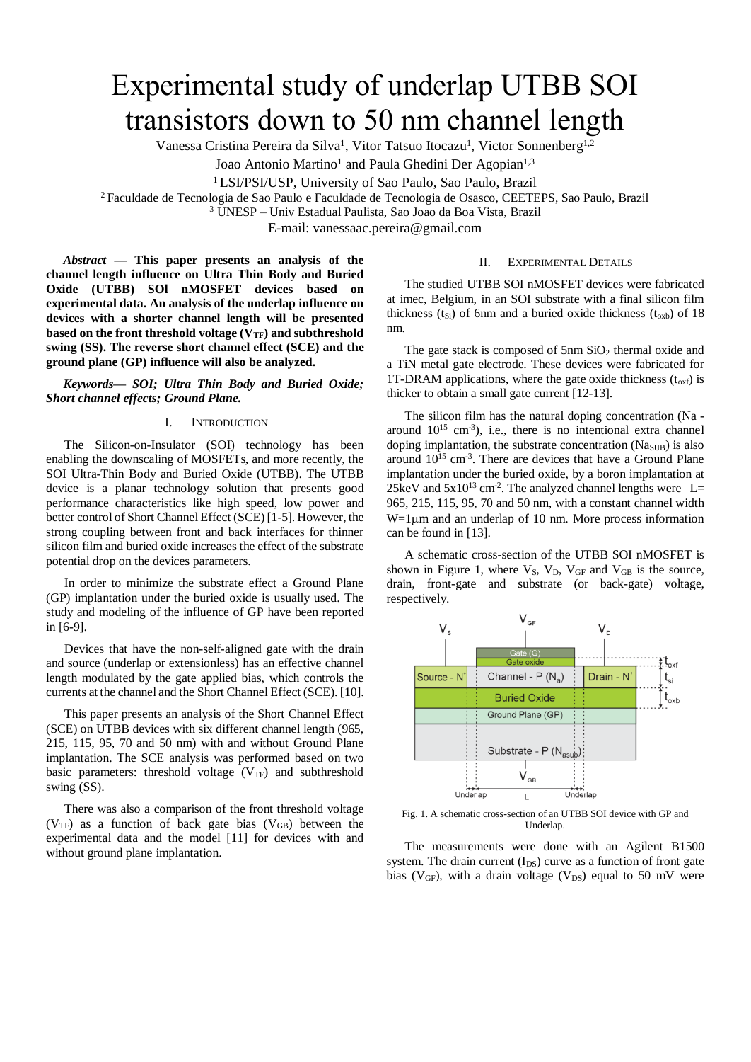# Experimental study of underlap UTBB SOI transistors down to 50 nm channel length

Vanessa Cristina Pereira da Silva[1], Vitor Tatsuo Itocazu[1], Victor Sonnenberg[1,2]

Joao Antonio Martino[1] and Paula Ghedini Der Agopian[1,3]

[1] LSI/PSI/USP, University of Sao Paulo, Sao Paulo, Brazil

[2] Faculdade de Tecnologia de Sao Paulo e Faculdade de Tecnologia de Osasco, CEETEPS, Sao Paulo, Brazil

[3] UNESP – Univ Estadual Paulista, Sao Joao da Boa Vista, Brazil

E-mail: vanessaac.pereira@gmail.com

***Abstract* — This paper presents an analysis of the channel length influence on Ultra Thin Body and Buried Oxide (UTBB) SOI nMOSFET devices based on experimental data. An analysis of the underlap influence on devices with a shorter channel length will be presented based on the front threshold voltage ($V_{TF}$) and subthreshold swing (SS). The reverse short channel effect (SCE) and the ground plane (GP) influence will also be analyzed.**

***Keywords— SOI; Ultra Thin Body and Buried Oxide; Short channel effects; Ground Plane.***

## I. Introduction

The Silicon-on-Insulator (SOI) technology has been enabling the downscaling of MOSFETs, and more recently, the SOI Ultra-Thin Body and Buried Oxide (UTBB). The UTBB device is a planar technology solution that presents good performance characteristics like high speed, low power and better control of Short Channel Effect (SCE) [1-5]. However, the strong coupling between front and back interfaces for thinner silicon film and buried oxide increases the effect of the substrate potential drop on the devices parameters.

In order to minimize the substrate effect a Ground Plane (GP) implantation under the buried oxide is usually used. The study and modeling of the influence of GP have been reported in [6-9].

Devices that have the non-self-aligned gate with the drain and source (underlap or extensionless) has an effective channel length modulated by the gate applied bias, which controls the currents at the channel and the Short Channel Effect (SCE). [10].

This paper presents an analysis of the Short Channel Effect (SCE) on UTBB devices with six different channel length (965, 215, 115, 95, 70 and 50 nm) with and without Ground Plane implantation. The SCE analysis was performed based on two basic parameters: threshold voltage ($V_{TF}$) and subthreshold swing (SS).

There was also a comparison of the front threshold voltage ($V_{TF}$) as a function of back gate bias ($V_{GB}$) between the experimental data and the model [11] for devices with and without ground plane implantation.

## II. Experimental Details

The studied UTBB SOI nMOSFET devices were fabricated at imec, Belgium, in an SOI substrate with a final silicon film thickness ($t_{Si}$) of 6nm and a buried oxide thickness ($t_{oxb}$) of 18 nm.

The gate stack is composed of 5nm $SiO_2$ thermal oxide and a TiN metal gate electrode. These devices were fabricated for 1T-DRAM applications, where the gate oxide thickness ($t_{oxf}$) is thicker to obtain a small gate current [12-13].

The silicon film has the natural doping concentration (Na - around $10^{15}$ $cm^{-3}$), i.e., there is no intentional extra channel doping implantation, the substrate concentration ($Na_{SUB}$) is also around $10^{15}$ $cm^{-3}$. There are devices that have a Ground Plane implantation under the buried oxide, by a boron implantation at 25keV and $5x10^{13}$ $cm^{-2}$. The analyzed channel lengths were L= 965, 215, 115, 95, 70 and 50 nm, with a constant channel width W=1μm and an underlap of 10 nm. More process information can be found in [13].

A schematic cross-section of the UTBB SOI nMOSFET is shown in Figure 1, where $V_S$, $V_D$, $V_{GF}$ and $V_{GB}$ is the source, drain, front-gate and substrate (or back-gate) voltage, respectively.

Fig. 1. A schematic cross-section of an UTBB SOI device with GP and Underlap.

The measurements were done with an Agilent B1500 system. The drain current ($I_{DS}$) curve as a function of front gate bias ($V_{GF}$), with a drain voltage ($V_{DS}$) equal to 50 mV were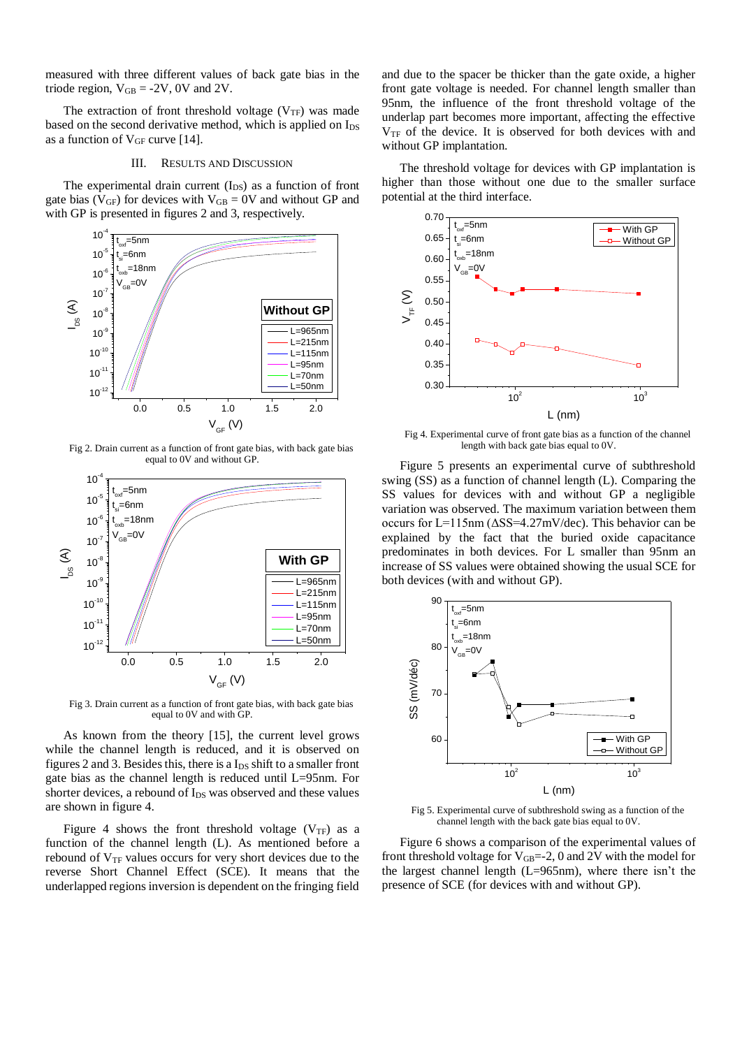measured with three different values of back gate bias in the triode region, $V_{GB}$ = -2V, 0V and 2V.

The extraction of front threshold voltage ($V_{TF}$) was made based on the second derivative method, which is applied on $I_{DS}$ as a function of $V_{GF}$ curve [14].

### III. RESULTS AND DISCUSSION

The experimental drain current ($I_{DS}$) as a function of front gate bias ($V_{GF}$) for devices with $V_{GB}$ = 0V and without GP and with GP is presented in figures 2 and 3, respectively.

Fig 2. Drain current as a function of front gate bias, with back gate bias equal to 0V and without GP.

Fig 3. Drain current as a function of front gate bias, with back gate bias equal to 0V and with GP.

As known from the theory [15], the current level grows while the channel length is reduced, and it is observed on figures 2 and 3. Besides this, there is a $I_{DS}$ shift to a smaller front gate bias as the channel length is reduced until L=95nm. For shorter devices, a rebound of $I_{DS}$ was observed and these values are shown in figure 4.

Figure 4 shows the front threshold voltage ($V_{TF}$) as a function of the channel length (L). As mentioned before a rebound of $V_{TF}$ values occurs for very short devices due to the reverse Short Channel Effect (SCE). It means that the underlapped regions inversion is dependent on the fringing field and due to the spacer be thicker than the gate oxide, a higher front gate voltage is needed. For channel length smaller than 95nm, the influence of the front threshold voltage of the underlap part becomes more important, affecting the effective $V_{TF}$ of the device. It is observed for both devices with and without GP implantation.

The threshold voltage for devices with GP implantation is higher than those without one due to the smaller surface potential at the third interface.

Fig 4. Experimental curve of front gate bias as a function of the channel length with back gate bias equal to 0V.

Figure 5 presents an experimental curve of subthreshold swing (SS) as a function of channel length (L). Comparing the SS values for devices with and without GP a negligible variation was observed. The maximum variation between them occurs for L=115nm (ΔSS=4.27mV/dec). This behavior can be explained by the fact that the buried oxide capacitance predominates in both devices. For L smaller than 95nm an increase of SS values were obtained showing the usual SCE for both devices (with and without GP).

Fig 5. Experimental curve of subthreshold swing as a function of the channel length with the back gate bias equal to 0V.

Figure 6 shows a comparison of the experimental values of front threshold voltage for $V_{GB}$=-2, 0 and 2V with the model for the largest channel length (L=965nm), where there isn't the presence of SCE (for devices with and without GP).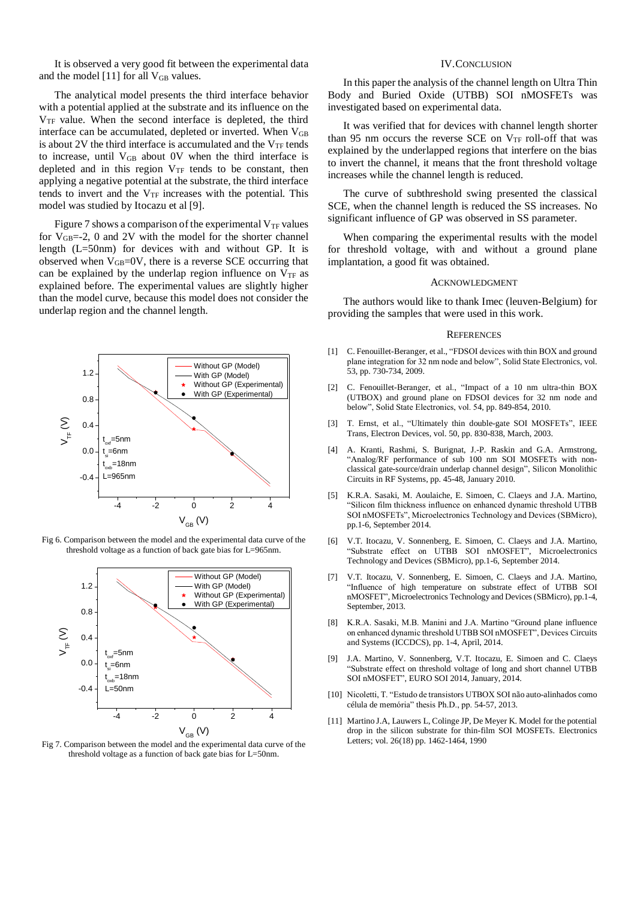It is observed a very good fit between the experimental data and the model [11] for all $V_{GB}$ values.

The analytical model presents the third interface behavior with a potential applied at the substrate and its influence on the $V_{TF}$ value. When the second interface is depleted, the third interface can be accumulated, depleted or inverted. When $V_{GB}$ is about 2V the third interface is accumulated and the $V_{TF}$ tends to increase, until $V_{GB}$ about 0V when the third interface is depleted and in this region $V_{TF}$ tends to be constant, then applying a negative potential at the substrate, the third interface tends to invert and the $V_{TF}$ increases with the potential. This model was studied by Itocazu et al [9].

Figure 7 shows a comparison of the experimental $V_{TF}$ values for $V_{GB}$=-2, 0 and 2V with the model for the shorter channel length (L=50nm) for devices with and without GP. It is observed when $V_{GB}$=0V, there is a reverse SCE occurring that can be explained by the underlap region influence on $V_{TF}$ as explained before. The experimental values are slightly higher than the model curve, because this model does not consider the underlap region and the channel length.

Fig 6. Comparison between the model and the experimental data curve of the threshold voltage as a function of back gate bias for L=965nm.

Fig 7. Comparison between the model and the experimental data curve of the threshold voltage as a function of back gate bias for L=50nm.

## IV. Conclusion

In this paper the analysis of the channel length on Ultra Thin Body and Buried Oxide (UTBB) SOI nMOSFETs was investigated based on experimental data.

It was verified that for devices with channel length shorter than 95 nm occurs the reverse SCE on $V_{TF}$ roll-off that was explained by the underlapped regions that interfere on the bias to invert the channel, it means that the front threshold voltage increases while the channel length is reduced.

The curve of subthreshold swing presented the classical SCE, when the channel length is reduced the SS increases. No significant influence of GP was observed in SS parameter.

When comparing the experimental results with the model for threshold voltage, with and without a ground plane implantation, a good fit was obtained.

## Acknowledgment

The authors would like to thank Imec (leuven-Belgium) for providing the samples that were used in this work.

## References

[1] C. Fenouillet-Beranger, et al., "FDSOI devices with thin BOX and ground plane integration for 32 nm node and below", Solid State Electronics, vol. 53, pp. 730-734, 2009.

[2] C. Fenouillet-Beranger, et al., "Impact of a 10 nm ultra-thin BOX (UTBOX) and ground plane on FDSOI devices for 32 nm node and below", Solid State Electronics, vol. 54, pp. 849-854, 2010.

[3] T. Ernst, et al., "Ultimately thin double-gate SOI MOSFETs", IEEE Trans, Electron Devices, vol. 50, pp. 830-838, March, 2003.

[4] A. Kranti, Rashmi, S. Burignat, J.-P. Raskin and G.A. Armstrong, "Analog/RF performance of sub 100 nm SOI MOSFETs with non-classical gate-source/drain underlap channel design", Silicon Monolithic Circuits in RF Systems, pp. 45-48, January 2010.

[5] K.R.A. Sasaki, M. Aoulaiche, E. Simoen, C. Claeys and J.A. Martino, "Silicon film thickness influence on enhanced dynamic threshold UTBB SOI nMOSFETs", Microelectronics Technology and Devices (SBMicro), pp.1-6, September 2014.

[6] V.T. Itocazu, V. Sonnenberg, E. Simoen, C. Claeys and J.A. Martino, "Substrate effect on UTBB SOI nMOSFET", Microelectronics Technology and Devices (SBMicro), pp.1-6, September 2014.

[7] V.T. Itocazu, V. Sonnenberg, E. Simoen, C. Claeys and J.A. Martino, "Influence of high temperature on substrate effect of UTBB SOI nMOSFET", Microelectronics Technology and Devices (SBMicro), pp.1-4, September, 2013.

[8] K.R.A. Sasaki, M.B. Manini and J.A. Martino "Ground plane influence on enhanced dynamic threshold UTBB SOI nMOSFET", Devices Circuits and Systems (ICCDCS), pp. 1-4, April, 2014.

[9] J.A. Martino, V. Sonnenberg, V.T. Itocazu, E. Simoen and C. Claeys "Substrate effect on threshold voltage of long and short channel UTBB SOI nMOSFET", EURO SOI 2014, January, 2014.

[10] Nicoletti, T. "Estudo de transistors UTBOX SOI não auto-alinhados como célula de memória" thesis Ph.D., pp. 54-57, 2013.

[11] Martino J.A, Lauwers L, Colinge JP, De Meyer K. Model for the potential drop in the silicon substrate for thin-film SOI MOSFETs. Electronics Letters; vol. 26(18) pp. 1462-1464, 1990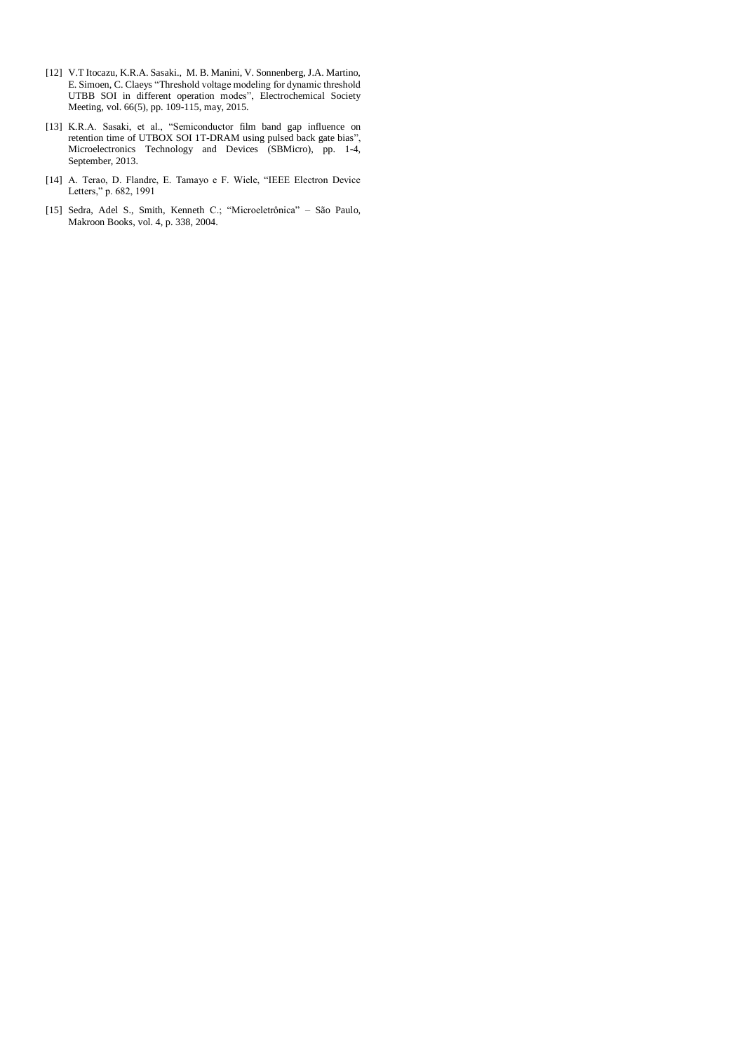[12] V.T Itocazu, K.R.A. Sasaki., M. B. Manini, V. Sonnenberg, J.A. Martino, E. Simoen, C. Claeys "Threshold voltage modeling for dynamic threshold UTBB SOI in different operation modes", Electrochemical Society Meeting, vol. 66(5), pp. 109-115, may, 2015.

[13] K.R.A. Sasaki, et al., "Semiconductor film band gap influence on retention time of UTBOX SOI 1T-DRAM using pulsed back gate bias", Microelectronics Technology and Devices (SBMicro), pp. 1-4, September, 2013.

[14] A. Terao, D. Flandre, E. Tamayo e F. Wiele, "IEEE Electron Device Letters," p. 682, 1991

[15] Sedra, Adel S., Smith, Kenneth C.; "Microeletrônica" – São Paulo, Makroon Books, vol. 4, p. 338, 2004.